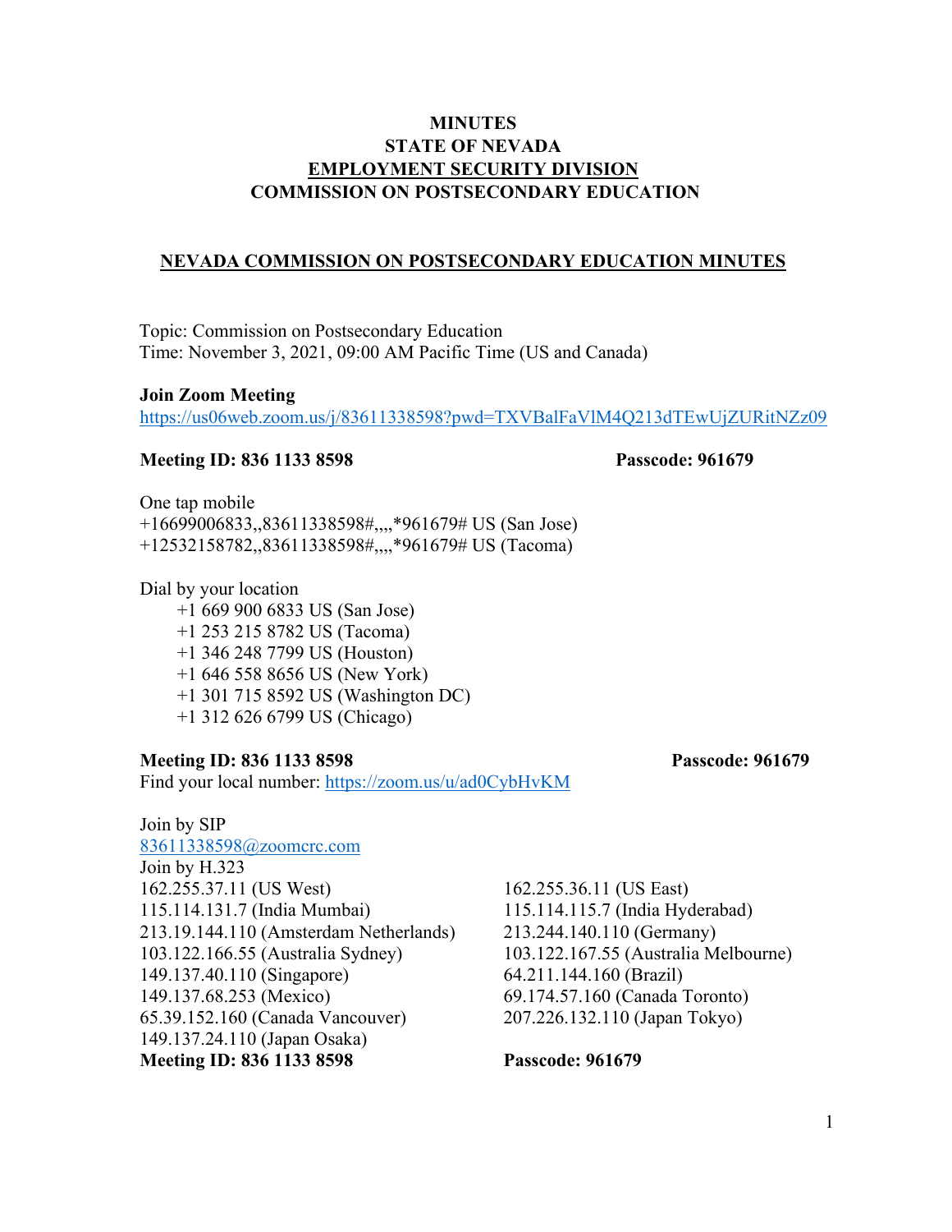**MINUTES**
**STATE OF NEVADA**
**EMPLOYMENT SECURITY DIVISION**
**COMMISSION ON POSTSECONDARY EDUCATION**

## NEVADA COMMISSION ON POSTSECONDARY EDUCATION MINUTES

Topic: Commission on Postsecondary Education
Time: November 3, 2021, 09:00 AM Pacific Time (US and Canada)

**Join Zoom Meeting**
https://us06web.zoom.us/j/83611338598?pwd=TXVBalFaVlM4Q213dTEwUjZURitNZz09

**Meeting ID: 836 1133 8598** **Passcode: 961679**

One tap mobile
+16699006833,,83611338598#,,,,*961679# US (San Jose)
+12532158782,,83611338598#,,,,*961679# US (Tacoma)

Dial by your location
- +1 669 900 6833 US (San Jose)
- +1 253 215 8782 US (Tacoma)
- +1 346 248 7799 US (Houston)
- +1 646 558 8656 US (New York)
- +1 301 715 8592 US (Washington DC)
- +1 312 626 6799 US (Chicago)

**Meeting ID: 836 1133 8598** **Passcode: 961679**
Find your local number: https://zoom.us/u/ad0CybHvKM

Join by SIP
83611338598@zoomcrc.com
Join by H.323
162.255.37.11 (US West)
162.255.36.11 (US East)
115.114.131.7 (India Mumbai)
115.114.115.7 (India Hyderabad)
213.19.144.110 (Amsterdam Netherlands)
213.244.140.110 (Germany)
103.122.166.55 (Australia Sydney)
103.122.167.55 (Australia Melbourne)
149.137.40.110 (Singapore)
64.211.144.160 (Brazil)
149.137.68.253 (Mexico)
69.174.57.160 (Canada Toronto)
65.39.152.160 (Canada Vancouver)
207.226.132.110 (Japan Tokyo)
149.137.24.110 (Japan Osaka)
**Meeting ID: 836 1133 8598** **Passcode: 961679**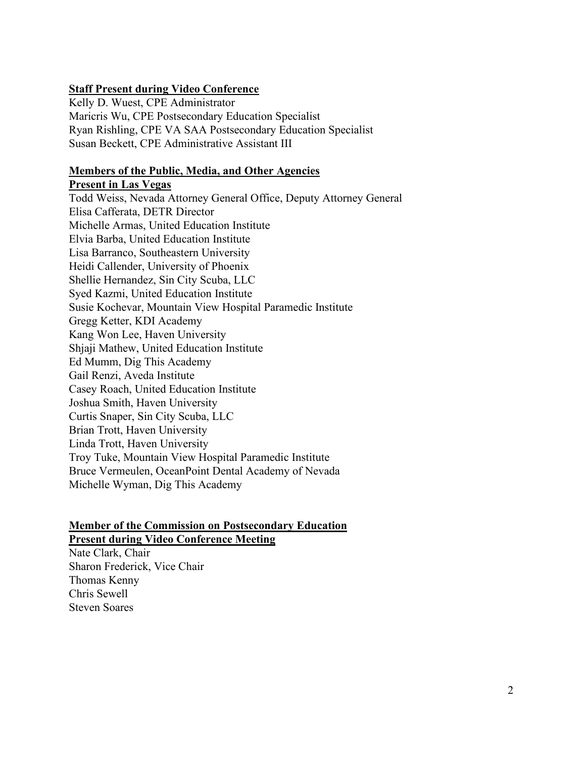**Staff Present during Video Conference**

Kelly D. Wuest, CPE Administrator
Maricris Wu, CPE Postsecondary Education Specialist
Ryan Rishling, CPE VA SAA Postsecondary Education Specialist
Susan Beckett, CPE Administrative Assistant III

**Members of the Public, Media, and Other Agencies**
**Present in Las Vegas**

Todd Weiss, Nevada Attorney General Office, Deputy Attorney General
Elisa Cafferata, DETR Director
Michelle Armas, United Education Institute
Elvia Barba, United Education Institute
Lisa Barranco, Southeastern University
Heidi Callender, University of Phoenix
Shellie Hernandez, Sin City Scuba, LLC
Syed Kazmi, United Education Institute
Susie Kochevar, Mountain View Hospital Paramedic Institute
Gregg Ketter, KDI Academy
Kang Won Lee, Haven University
Shjaji Mathew, United Education Institute
Ed Mumm, Dig This Academy
Gail Renzi, Aveda Institute
Casey Roach, United Education Institute
Joshua Smith, Haven University
Curtis Snaper, Sin City Scuba, LLC
Brian Trott, Haven University
Linda Trott, Haven University
Troy Tuke, Mountain View Hospital Paramedic Institute
Bruce Vermeulen, OceanPoint Dental Academy of Nevada
Michelle Wyman, Dig This Academy

**Member of the Commission on Postsecondary Education**
**Present during Video Conference Meeting**

Nate Clark, Chair
Sharon Frederick, Vice Chair
Thomas Kenny
Chris Sewell
Steven Soares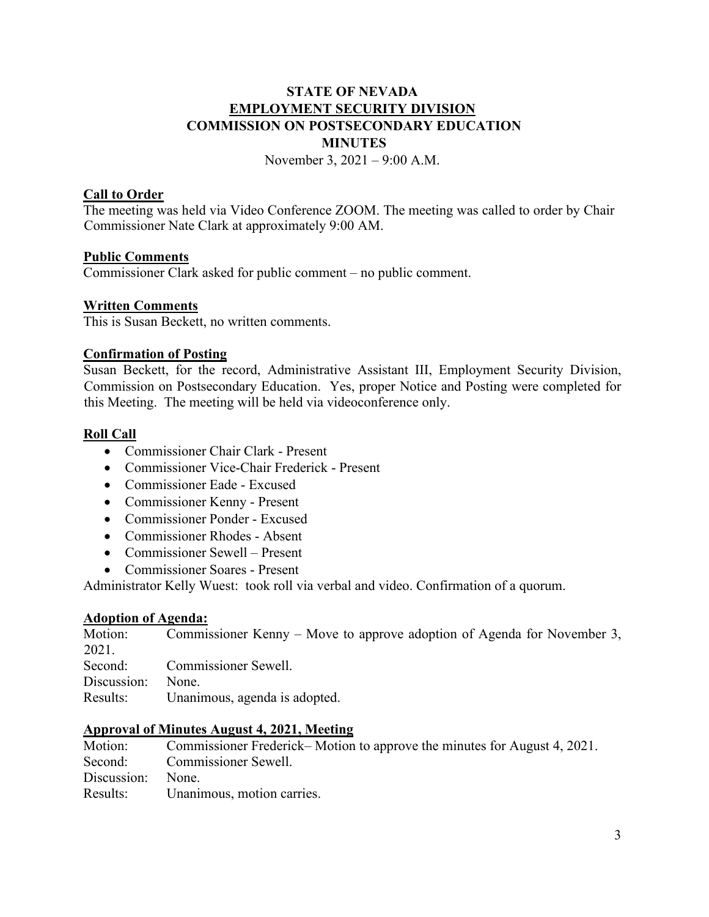# STATE OF NEVADA
## EMPLOYMENT SECURITY DIVISION
## COMMISSION ON POSTSECONDARY EDUCATION
## MINUTES

November 3, 2021 – 9:00 A.M.

### Call to Order

The meeting was held via Video Conference ZOOM. The meeting was called to order by Chair Commissioner Nate Clark at approximately 9:00 AM.

### Public Comments

Commissioner Clark asked for public comment – no public comment.

### Written Comments

This is Susan Beckett, no written comments.

### Confirmation of Posting

Susan Beckett, for the record, Administrative Assistant III, Employment Security Division, Commission on Postsecondary Education. Yes, proper Notice and Posting were completed for this Meeting. The meeting will be held via videoconference only.

### Roll Call

- Commissioner Chair Clark - Present
- Commissioner Vice-Chair Frederick - Present
- Commissioner Eade - Excused
- Commissioner Kenny - Present
- Commissioner Ponder - Excused
- Commissioner Rhodes - Absent
- Commissioner Sewell – Present
- Commissioner Soares - Present

Administrator Kelly Wuest: took roll via verbal and video. Confirmation of a quorum.

### Adoption of Agenda:

Motion: Commissioner Kenny – Move to approve adoption of Agenda for November 3, 2021.
Second: Commissioner Sewell.
Discussion: None.
Results: Unanimous, agenda is adopted.

### Approval of Minutes August 4, 2021, Meeting

Motion: Commissioner Frederick– Motion to approve the minutes for August 4, 2021.
Second: Commissioner Sewell.
Discussion: None.
Results: Unanimous, motion carries.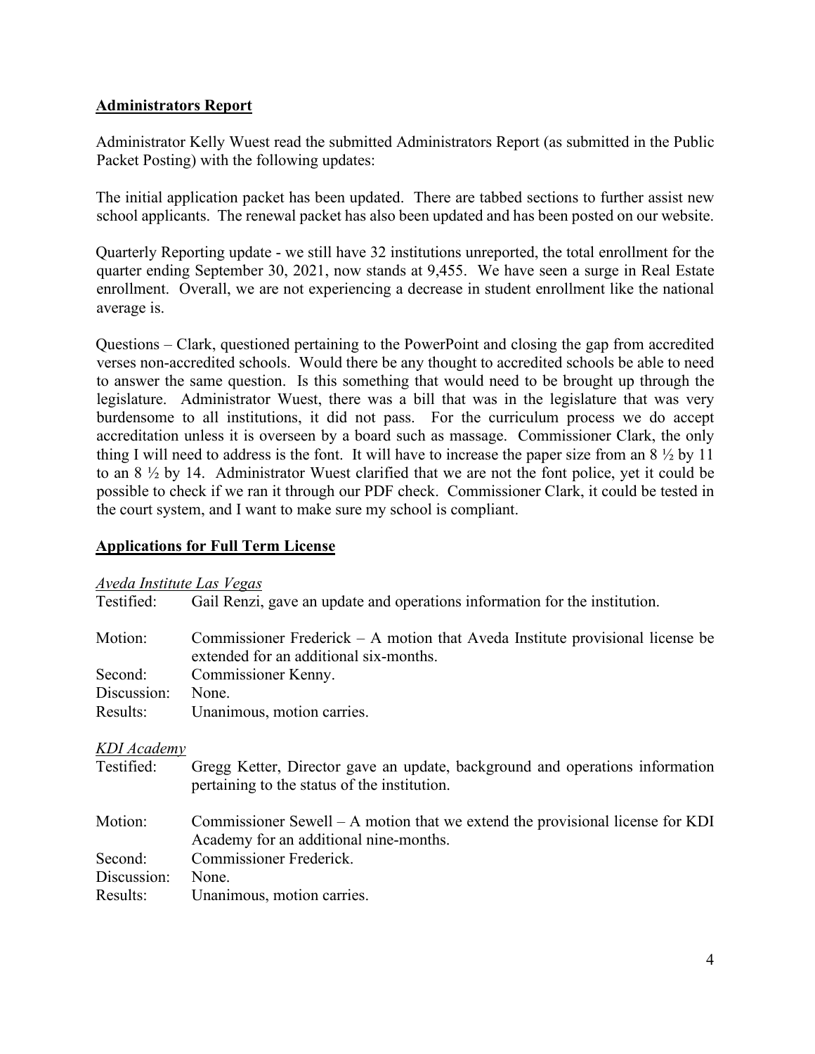## Administrators Report

Administrator Kelly Wuest read the submitted Administrators Report (as submitted in the Public Packet Posting) with the following updates:

The initial application packet has been updated. There are tabbed sections to further assist new school applicants. The renewal packet has also been updated and has been posted on our website.

Quarterly Reporting update - we still have 32 institutions unreported, the total enrollment for the quarter ending September 30, 2021, now stands at 9,455. We have seen a surge in Real Estate enrollment. Overall, we are not experiencing a decrease in student enrollment like the national average is.

Questions – Clark, questioned pertaining to the PowerPoint and closing the gap from accredited verses non-accredited schools. Would there be any thought to accredited schools be able to need to answer the same question. Is this something that would need to be brought up through the legislature. Administrator Wuest, there was a bill that was in the legislature that was very burdensome to all institutions, it did not pass. For the curriculum process we do accept accreditation unless it is overseen by a board such as massage. Commissioner Clark, the only thing I will need to address is the font. It will have to increase the paper size from an 8 ½ by 11 to an 8 ½ by 14. Administrator Wuest clarified that we are not the font police, yet it could be possible to check if we ran it through our PDF check. Commissioner Clark, it could be tested in the court system, and I want to make sure my school is compliant.

## Applications for Full Term License

*Aveda Institute Las Vegas*

Testified: Gail Renzi, gave an update and operations information for the institution.

Motion: Commissioner Frederick – A motion that Aveda Institute provisional license be extended for an additional six-months.

Second: Commissioner Kenny.

Discussion: None.

Results: Unanimous, motion carries.

*KDI Academy*

Testified: Gregg Ketter, Director gave an update, background and operations information pertaining to the status of the institution.

Motion: Commissioner Sewell – A motion that we extend the provisional license for KDI Academy for an additional nine-months.

Second: Commissioner Frederick.

Discussion: None.

Results: Unanimous, motion carries.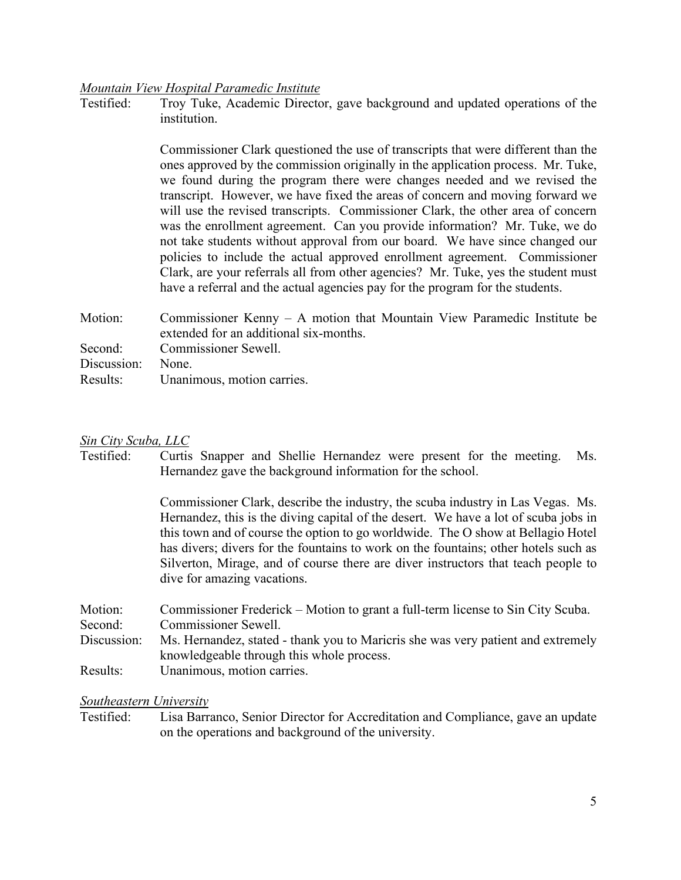*Mountain View Hospital Paramedic Institute*

Testified: Troy Tuke, Academic Director, gave background and updated operations of the institution.

Commissioner Clark questioned the use of transcripts that were different than the ones approved by the commission originally in the application process. Mr. Tuke, we found during the program there were changes needed and we revised the transcript. However, we have fixed the areas of concern and moving forward we will use the revised transcripts. Commissioner Clark, the other area of concern was the enrollment agreement. Can you provide information? Mr. Tuke, we do not take students without approval from our board. We have since changed our policies to include the actual approved enrollment agreement. Commissioner Clark, are your referrals all from other agencies? Mr. Tuke, yes the student must have a referral and the actual agencies pay for the program for the students.

Motion: Commissioner Kenny – A motion that Mountain View Paramedic Institute be extended for an additional six-months.

Second: Commissioner Sewell.

Discussion: None.

Results: Unanimous, motion carries.

*Sin City Scuba, LLC*

Testified: Curtis Snapper and Shellie Hernandez were present for the meeting. Ms. Hernandez gave the background information for the school.

Commissioner Clark, describe the industry, the scuba industry in Las Vegas. Ms. Hernandez, this is the diving capital of the desert. We have a lot of scuba jobs in this town and of course the option to go worldwide. The O show at Bellagio Hotel has divers; divers for the fountains to work on the fountains; other hotels such as Silverton, Mirage, and of course there are diver instructors that teach people to dive for amazing vacations.

Motion: Commissioner Frederick – Motion to grant a full-term license to Sin City Scuba.

Second: Commissioner Sewell.

Discussion: Ms. Hernandez, stated - thank you to Maricris she was very patient and extremely knowledgeable through this whole process.

Results: Unanimous, motion carries.

*Southeastern University*

Testified: Lisa Barranco, Senior Director for Accreditation and Compliance, gave an update on the operations and background of the university.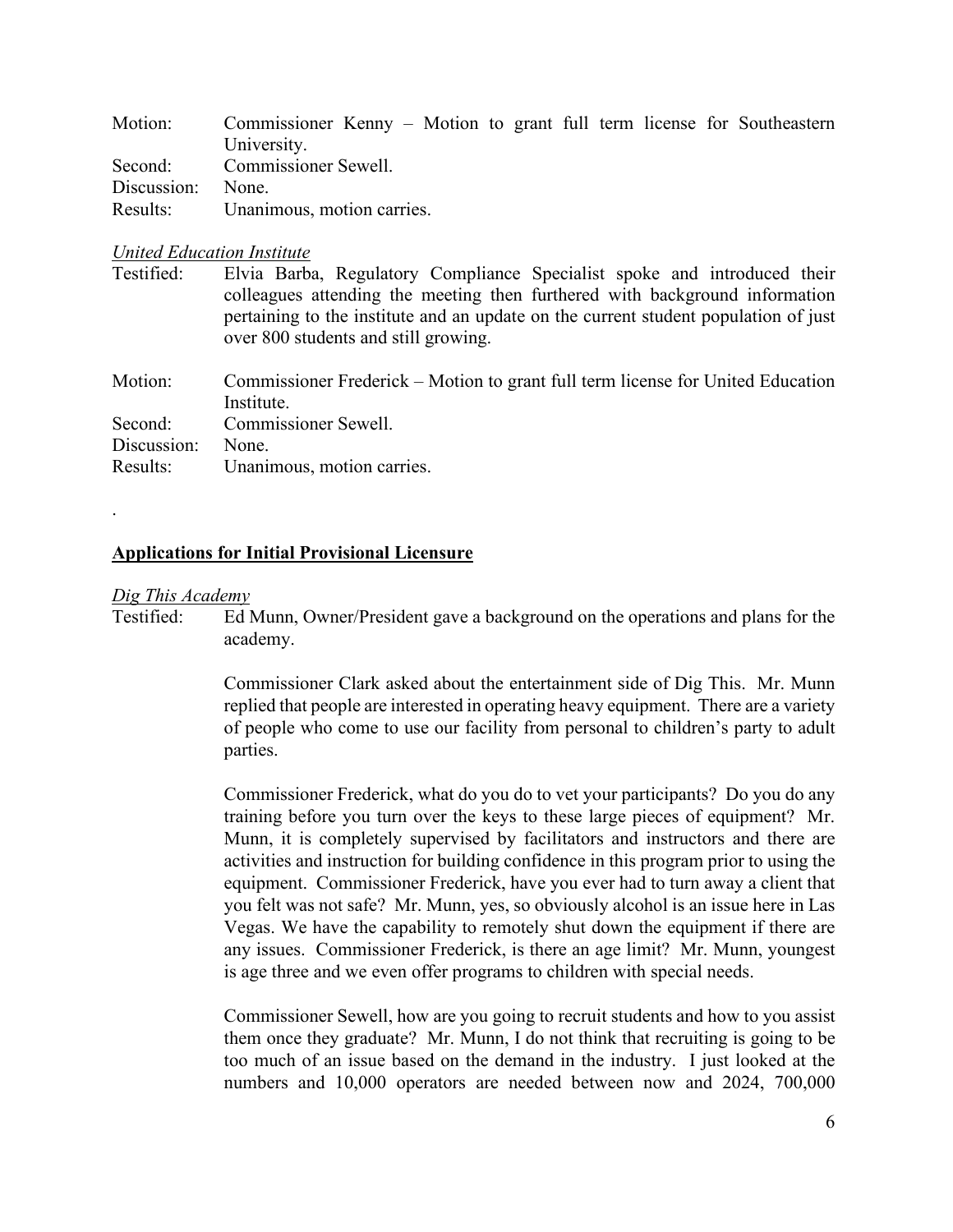Motion: Commissioner Kenny – Motion to grant full term license for Southeastern University.
Second: Commissioner Sewell.
Discussion: None.
Results: Unanimous, motion carries.

*United Education Institute*

Testified: Elvia Barba, Regulatory Compliance Specialist spoke and introduced their colleagues attending the meeting then furthered with background information pertaining to the institute and an update on the current student population of just over 800 students and still growing.

Motion: Commissioner Frederick – Motion to grant full term license for United Education Institute.
Second: Commissioner Sewell.
Discussion: None.
Results: Unanimous, motion carries.

.

**<u>Applications for Initial Provisional Licensure</u>**

*Dig This Academy*

Testified: Ed Munn, Owner/President gave a background on the operations and plans for the academy.

Commissioner Clark asked about the entertainment side of Dig This. Mr. Munn replied that people are interested in operating heavy equipment. There are a variety of people who come to use our facility from personal to children's party to adult parties.

Commissioner Frederick, what do you do to vet your participants? Do you do any training before you turn over the keys to these large pieces of equipment? Mr. Munn, it is completely supervised by facilitators and instructors and there are activities and instruction for building confidence in this program prior to using the equipment. Commissioner Frederick, have you ever had to turn away a client that you felt was not safe? Mr. Munn, yes, so obviously alcohol is an issue here in Las Vegas. We have the capability to remotely shut down the equipment if there are any issues. Commissioner Frederick, is there an age limit? Mr. Munn, youngest is age three and we even offer programs to children with special needs.

Commissioner Sewell, how are you going to recruit students and how to you assist them once they graduate? Mr. Munn, I do not think that recruiting is going to be too much of an issue based on the demand in the industry. I just looked at the numbers and 10,000 operators are needed between now and 2024, 700,000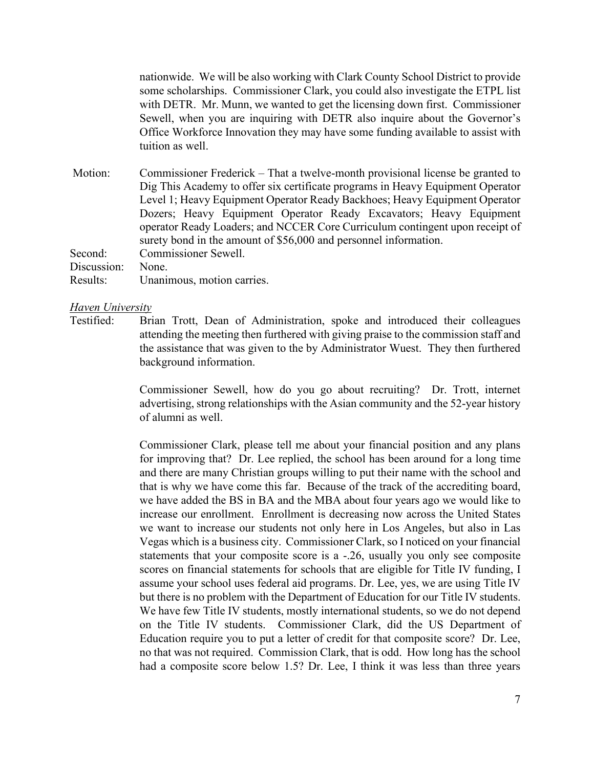nationwide. We will be also working with Clark County School District to provide some scholarships. Commissioner Clark, you could also investigate the ETPL list with DETR. Mr. Munn, we wanted to get the licensing down first. Commissioner Sewell, when you are inquiring with DETR also inquire about the Governor's Office Workforce Innovation they may have some funding available to assist with tuition as well.

Motion: Commissioner Frederick – That a twelve-month provisional license be granted to Dig This Academy to offer six certificate programs in Heavy Equipment Operator Level 1; Heavy Equipment Operator Ready Backhoes; Heavy Equipment Operator Dozers; Heavy Equipment Operator Ready Excavators; Heavy Equipment operator Ready Loaders; and NCCER Core Curriculum contingent upon receipt of surety bond in the amount of $56,000 and personnel information.
Second: Commissioner Sewell.
Discussion: None.
Results: Unanimous, motion carries.

*Haven University*

Testified: Brian Trott, Dean of Administration, spoke and introduced their colleagues attending the meeting then furthered with giving praise to the commission staff and the assistance that was given to the by Administrator Wuest. They then furthered background information.

Commissioner Sewell, how do you go about recruiting? Dr. Trott, internet advertising, strong relationships with the Asian community and the 52-year history of alumni as well.

Commissioner Clark, please tell me about your financial position and any plans for improving that? Dr. Lee replied, the school has been around for a long time and there are many Christian groups willing to put their name with the school and that is why we have come this far. Because of the track of the accrediting board, we have added the BS in BA and the MBA about four years ago we would like to increase our enrollment. Enrollment is decreasing now across the United States we want to increase our students not only here in Los Angeles, but also in Las Vegas which is a business city. Commissioner Clark, so I noticed on your financial statements that your composite score is a -.26, usually you only see composite scores on financial statements for schools that are eligible for Title IV funding, I assume your school uses federal aid programs. Dr. Lee, yes, we are using Title IV but there is no problem with the Department of Education for our Title IV students. We have few Title IV students, mostly international students, so we do not depend on the Title IV students. Commissioner Clark, did the US Department of Education require you to put a letter of credit for that composite score? Dr. Lee, no that was not required. Commission Clark, that is odd. How long has the school had a composite score below 1.5? Dr. Lee, I think it was less than three years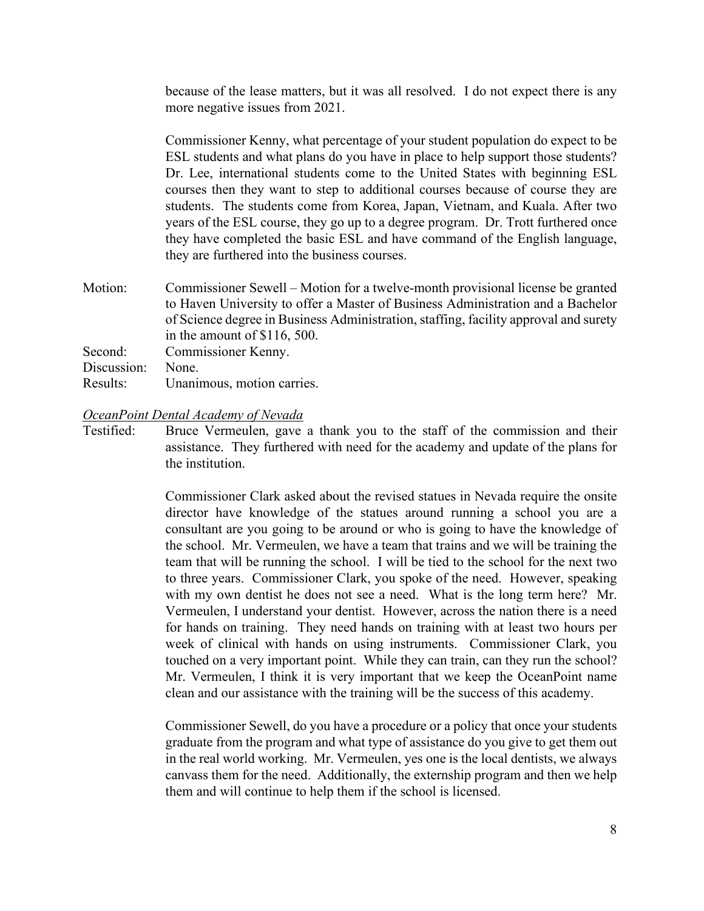because of the lease matters, but it was all resolved. I do not expect there is any more negative issues from 2021.

Commissioner Kenny, what percentage of your student population do expect to be ESL students and what plans do you have in place to help support those students? Dr. Lee, international students come to the United States with beginning ESL courses then they want to step to additional courses because of course they are students. The students come from Korea, Japan, Vietnam, and Kuala. After two years of the ESL course, they go up to a degree program. Dr. Trott furthered once they have completed the basic ESL and have command of the English language, they are furthered into the business courses.

Motion: Commissioner Sewell – Motion for a twelve-month provisional license be granted to Haven University to offer a Master of Business Administration and a Bachelor of Science degree in Business Administration, staffing, facility approval and surety in the amount of $116, 500.

Second: Commissioner Kenny.

Discussion: None.

Results: Unanimous, motion carries.

*OceanPoint Dental Academy of Nevada*

Testified: Bruce Vermeulen, gave a thank you to the staff of the commission and their assistance. They furthered with need for the academy and update of the plans for the institution.

Commissioner Clark asked about the revised statues in Nevada require the onsite director have knowledge of the statues around running a school you are a consultant are you going to be around or who is going to have the knowledge of the school. Mr. Vermeulen, we have a team that trains and we will be training the team that will be running the school. I will be tied to the school for the next two to three years. Commissioner Clark, you spoke of the need. However, speaking with my own dentist he does not see a need. What is the long term here? Mr. Vermeulen, I understand your dentist. However, across the nation there is a need for hands on training. They need hands on training with at least two hours per week of clinical with hands on using instruments. Commissioner Clark, you touched on a very important point. While they can train, can they run the school? Mr. Vermeulen, I think it is very important that we keep the OceanPoint name clean and our assistance with the training will be the success of this academy.

Commissioner Sewell, do you have a procedure or a policy that once your students graduate from the program and what type of assistance do you give to get them out in the real world working. Mr. Vermeulen, yes one is the local dentists, we always canvass them for the need. Additionally, the externship program and then we help them and will continue to help them if the school is licensed.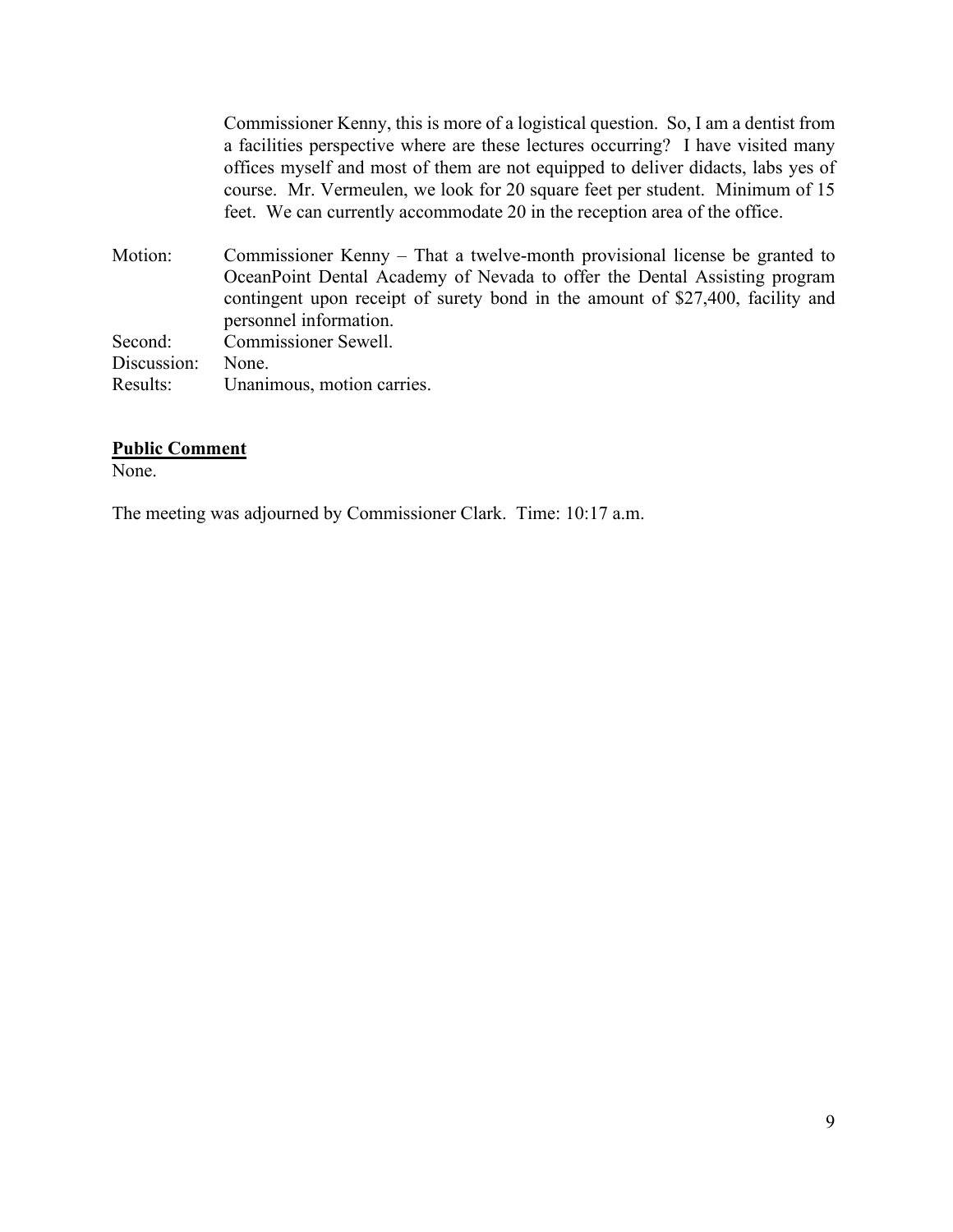Commissioner Kenny, this is more of a logistical question. So, I am a dentist from a facilities perspective where are these lectures occurring? I have visited many offices myself and most of them are not equipped to deliver didacts, labs yes of course. Mr. Vermeulen, we look for 20 square feet per student. Minimum of 15 feet. We can currently accommodate 20 in the reception area of the office.

| | |
|---|---|
| Motion: | Commissioner Kenny – That a twelve-month provisional license be granted to OceanPoint Dental Academy of Nevada to offer the Dental Assisting program contingent upon receipt of surety bond in the amount of $27,400, facility and personnel information. |
| Second: | Commissioner Sewell. |
| Discussion: | None. |
| Results: | Unanimous, motion carries. |

**Public Comment**

None.

The meeting was adjourned by Commissioner Clark. Time: 10:17 a.m.